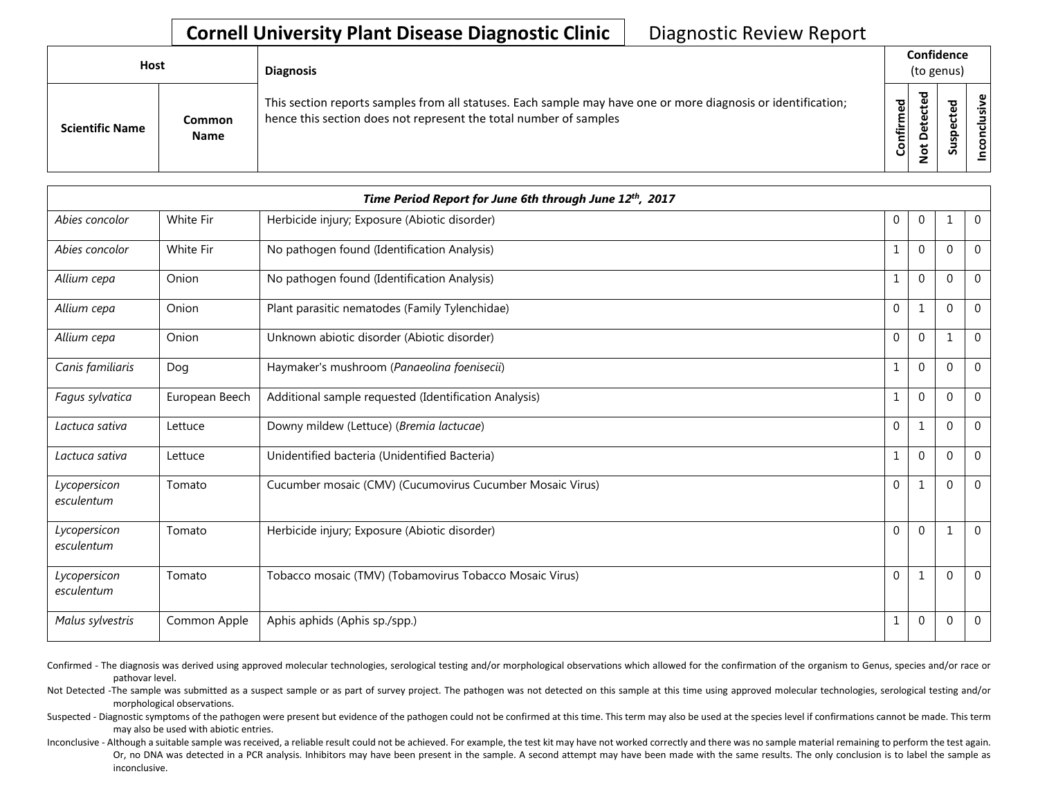# Cornell University Plant Disease Diagnostic Clinic

Diagnostic Review Report

| Host | | Diagnosis | Confidence (to genus) | | | |
|---|---|---|---|---|---|---|
| Scientific Name | Common Name | This section reports samples from all statuses. Each sample may have one or more diagnosis or identification; hence this section does not represent the total number of samples | Confirmed | Not Detected | Suspected | Inconclusive |
| *Time Period Report for June 6th through June 12th, 2017* | | | | | | |
| *Abies concolor* | White Fir | Herbicide injury; Exposure (Abiotic disorder) | 0 | 0 | 1 | 0 |
| *Abies concolor* | White Fir | No pathogen found (Identification Analysis) | 1 | 0 | 0 | 0 |
| *Allium cepa* | Onion | No pathogen found (Identification Analysis) | 1 | 0 | 0 | 0 |
| *Allium cepa* | Onion | Plant parasitic nematodes (Family Tylenchidae) | 0 | 1 | 0 | 0 |
| *Allium cepa* | Onion | Unknown abiotic disorder (Abiotic disorder) | 0 | 0 | 1 | 0 |
| *Canis familiaris* | Dog | Haymaker's mushroom (*Panaeolina foenisecii*) | 1 | 0 | 0 | 0 |
| *Fagus sylvatica* | European Beech | Additional sample requested (Identification Analysis) | 1 | 0 | 0 | 0 |
| *Lactuca sativa* | Lettuce | Downy mildew (Lettuce) (*Bremia lactucae*) | 0 | 1 | 0 | 0 |
| *Lactuca sativa* | Lettuce | Unidentified bacteria (Unidentified Bacteria) | 1 | 0 | 0 | 0 |
| *Lycopersicon esculentum* | Tomato | Cucumber mosaic (CMV) (Cucumovirus Cucumber Mosaic Virus) | 0 | 1 | 0 | 0 |
| *Lycopersicon esculentum* | Tomato | Herbicide injury; Exposure (Abiotic disorder) | 0 | 0 | 1 | 0 |
| *Lycopersicon esculentum* | Tomato | Tobacco mosaic (TMV) (Tobamovirus Tobacco Mosaic Virus) | 0 | 1 | 0 | 0 |
| *Malus sylvestris* | Common Apple | Aphis aphids (Aphis sp./spp.) | 1 | 0 | 0 | 0 |

Confirmed - The diagnosis was derived using approved molecular technologies, serological testing and/or morphological observations which allowed for the confirmation of the organism to Genus, species and/or race or pathovar level.

Not Detected -The sample was submitted as a suspect sample or as part of survey project. The pathogen was not detected on this sample at this time using approved molecular technologies, serological testing and/or morphological observations.

Suspected - Diagnostic symptoms of the pathogen were present but evidence of the pathogen could not be confirmed at this time. This term may also be used at the species level if confirmations cannot be made. This term may also be used with abiotic entries.

Inconclusive - Although a suitable sample was received, a reliable result could not be achieved. For example, the test kit may have not worked correctly and there was no sample material remaining to perform the test again. Or, no DNA was detected in a PCR analysis. Inhibitors may have been present in the sample. A second attempt may have been made with the same results. The only conclusion is to label the sample as inconclusive.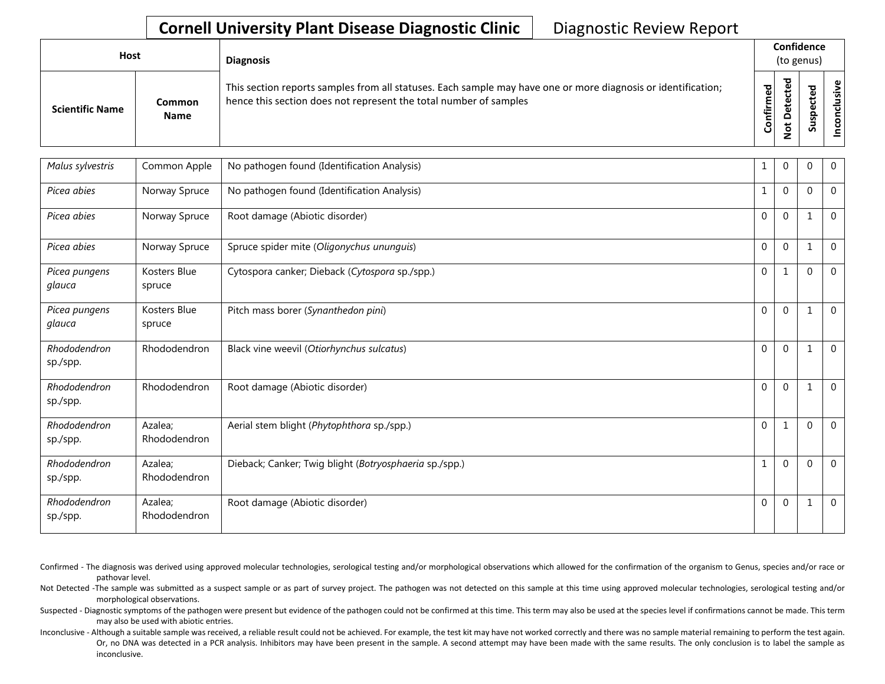# Cornell University Plant Disease Diagnostic Clinic

Diagnostic Review Report

| Host | | Diagnosis | Confidence (to genus) | | | |
|---|---|---|---|---|---|---|
| Scientific Name | Common Name | This section reports samples from all statuses. Each sample may have one or more diagnosis or identification; hence this section does not represent the total number of samples | Confirmed | Not Detected | Suspected | Inconclusive |
| *Malus sylvestris* | Common Apple | No pathogen found (Identification Analysis) | 1 | 0 | 0 | 0 |
| *Picea abies* | Norway Spruce | No pathogen found (Identification Analysis) | 1 | 0 | 0 | 0 |
| *Picea abies* | Norway Spruce | Root damage (Abiotic disorder) | 0 | 0 | 1 | 0 |
| *Picea abies* | Norway Spruce | Spruce spider mite (*Oligonychus ununguis*) | 0 | 0 | 1 | 0 |
| *Picea pungens glauca* | Kosters Blue spruce | Cytospora canker; Dieback (*Cytospora* sp./spp.) | 0 | 1 | 0 | 0 |
| *Picea pungens glauca* | Kosters Blue spruce | Pitch mass borer (*Synanthedon pini*) | 0 | 0 | 1 | 0 |
| *Rhododendron sp./spp.* | Rhododendron | Black vine weevil (*Otiorhynchus sulcatus*) | 0 | 0 | 1 | 0 |
| *Rhododendron sp./spp.* | Rhododendron | Root damage (Abiotic disorder) | 0 | 0 | 1 | 0 |
| *Rhododendron sp./spp.* | Azalea; Rhododendron | Aerial stem blight (*Phytophthora* sp./spp.) | 0 | 1 | 0 | 0 |
| *Rhododendron sp./spp.* | Azalea; Rhododendron | Dieback; Canker; Twig blight (*Botryosphaeria* sp./spp.) | 1 | 0 | 0 | 0 |
| *Rhododendron sp./spp.* | Azalea; Rhododendron | Root damage (Abiotic disorder) | 0 | 0 | 1 | 0 |

Confirmed - The diagnosis was derived using approved molecular technologies, serological testing and/or morphological observations which allowed for the confirmation of the organism to Genus, species and/or race or pathovar level.

Not Detected -The sample was submitted as a suspect sample or as part of survey project. The pathogen was not detected on this sample at this time using approved molecular technologies, serological testing and/or morphological observations.

Suspected - Diagnostic symptoms of the pathogen were present but evidence of the pathogen could not be confirmed at this time. This term may also be used at the species level if confirmations cannot be made. This term may also be used with abiotic entries.

Inconclusive - Although a suitable sample was received, a reliable result could not be achieved. For example, the test kit may have not worked correctly and there was no sample material remaining to perform the test again. Or, no DNA was detected in a PCR analysis. Inhibitors may have been present in the sample. A second attempt may have been made with the same results. The only conclusion is to label the sample as inconclusive.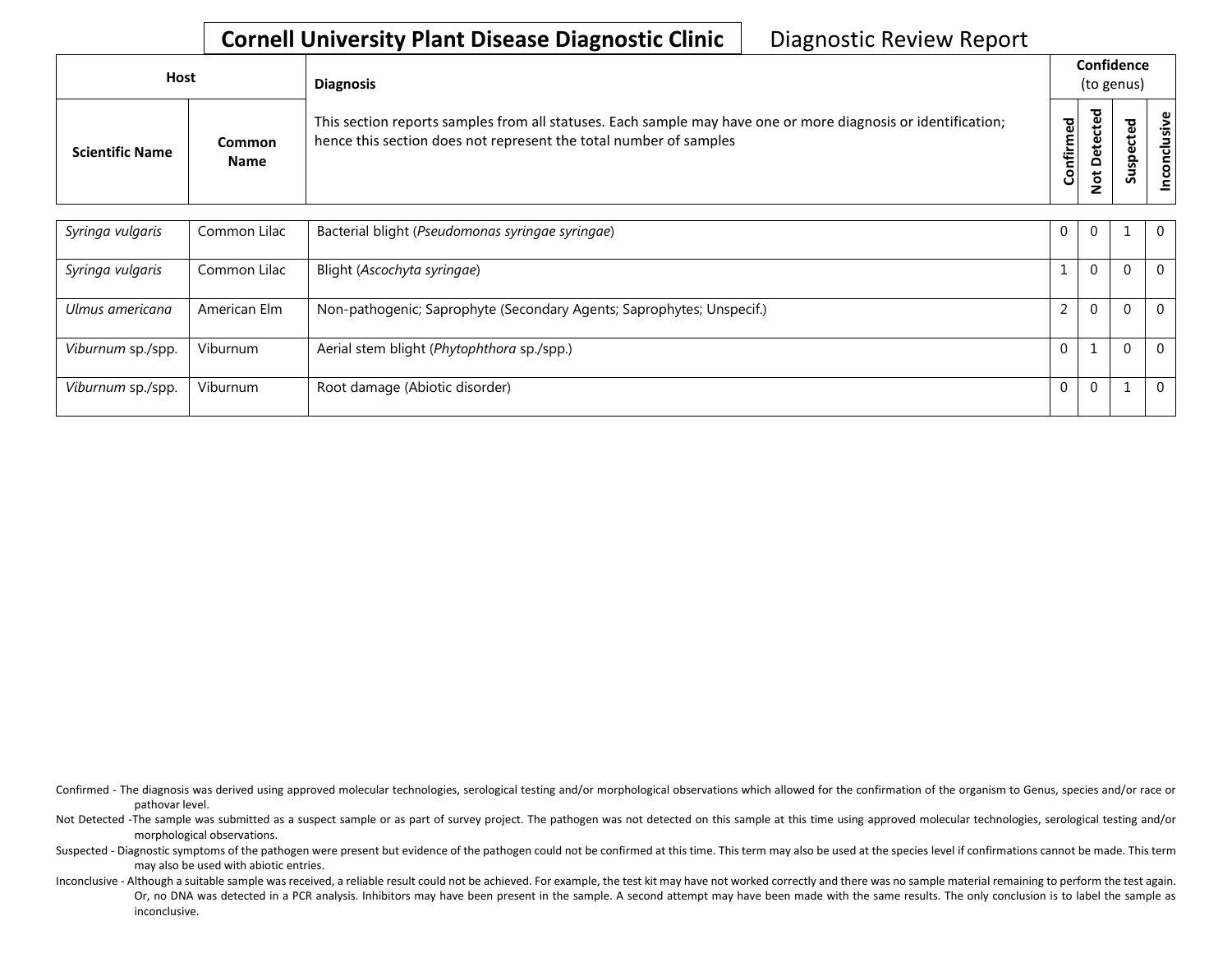**Cornell University Plant Disease Diagnostic Clinic** Diagnostic Review Report

| Host | | Diagnosis | Confidence (to genus) | | | |
|---|---|---|---|---|---|---|
| Scientific Name | Common Name | This section reports samples from all statuses. Each sample may have one or more diagnosis or identification; hence this section does not represent the total number of samples | Confirmed | Not Detected | Suspected | Inconclusive |
| *Syringa vulgaris* | Common Lilac | Bacterial blight (*Pseudomonas syringae syringae*) | 0 | 0 | 1 | 0 |
| *Syringa vulgaris* | Common Lilac | Blight (*Ascochyta syringae*) | 1 | 0 | 0 | 0 |
| *Ulmus americana* | American Elm | Non-pathogenic; Saprophyte (Secondary Agents; Saprophytes; Unspecif.) | 2 | 0 | 0 | 0 |
| *Viburnum* sp./spp. | Viburnum | Aerial stem blight (*Phytophthora* sp./spp.) | 0 | 1 | 0 | 0 |
| *Viburnum* sp./spp. | Viburnum | Root damage (Abiotic disorder) | 0 | 0 | 1 | 0 |

Confirmed - The diagnosis was derived using approved molecular technologies, serological testing and/or morphological observations which allowed for the confirmation of the organism to Genus, species and/or race or pathovar level.

Not Detected -The sample was submitted as a suspect sample or as part of survey project. The pathogen was not detected on this sample at this time using approved molecular technologies, serological testing and/or morphological observations.

Suspected - Diagnostic symptoms of the pathogen were present but evidence of the pathogen could not be confirmed at this time. This term may also be used at the species level if confirmations cannot be made. This term may also be used with abiotic entries.

Inconclusive - Although a suitable sample was received, a reliable result could not be achieved. For example, the test kit may have not worked correctly and there was no sample material remaining to perform the test again. Or, no DNA was detected in a PCR analysis. Inhibitors may have been present in the sample. A second attempt may have been made with the same results. The only conclusion is to label the sample as inconclusive.